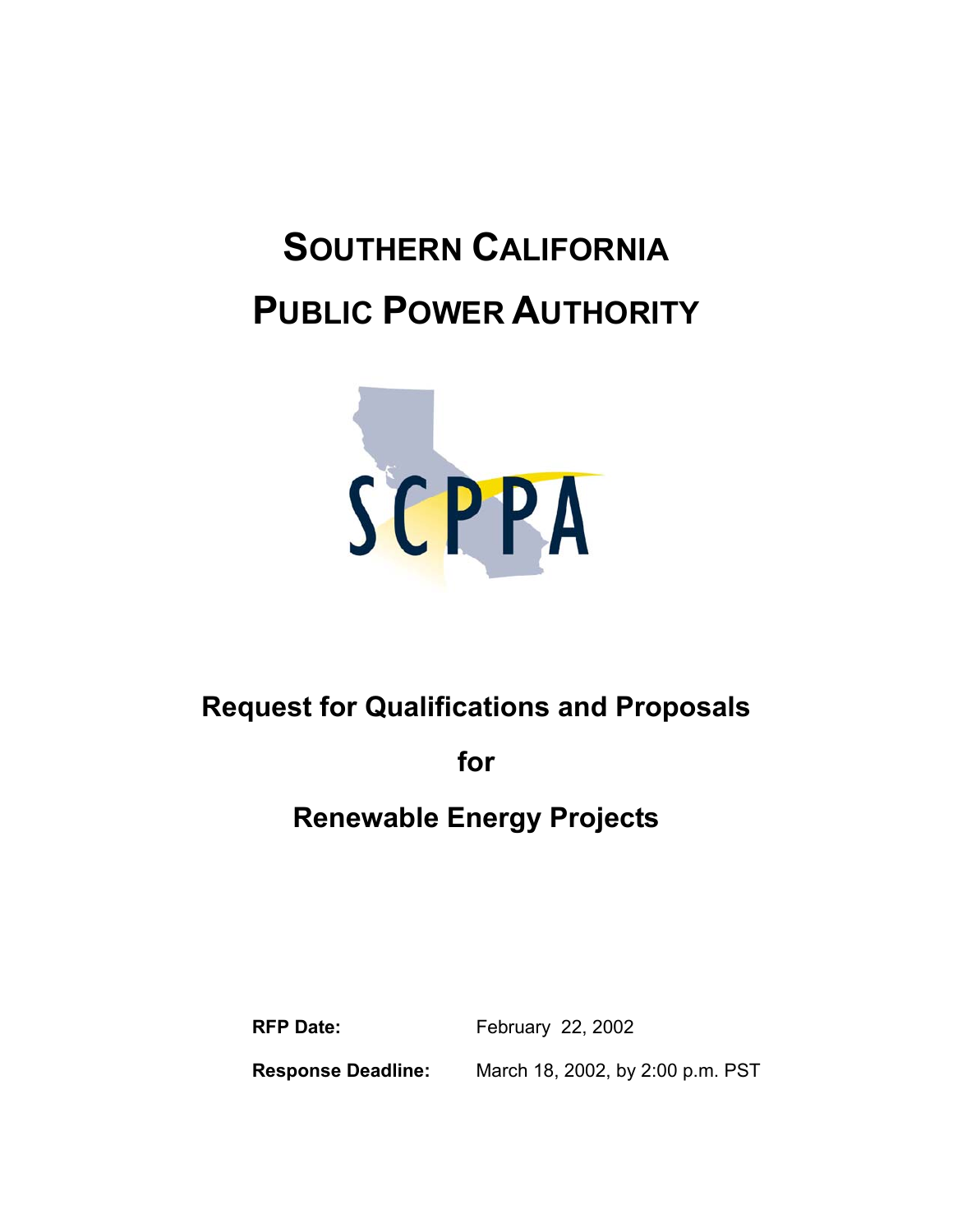# SOUTHERN CALIFORNIA PUBLIC POWER AUTHORITY

SCPPA

## Request for Qualifications and Proposals

## for

## Renewable Energy Projects

**RFP Date:** February 22, 2002

**Response Deadline:** March 18, 2002, by 2:00 p.m. PST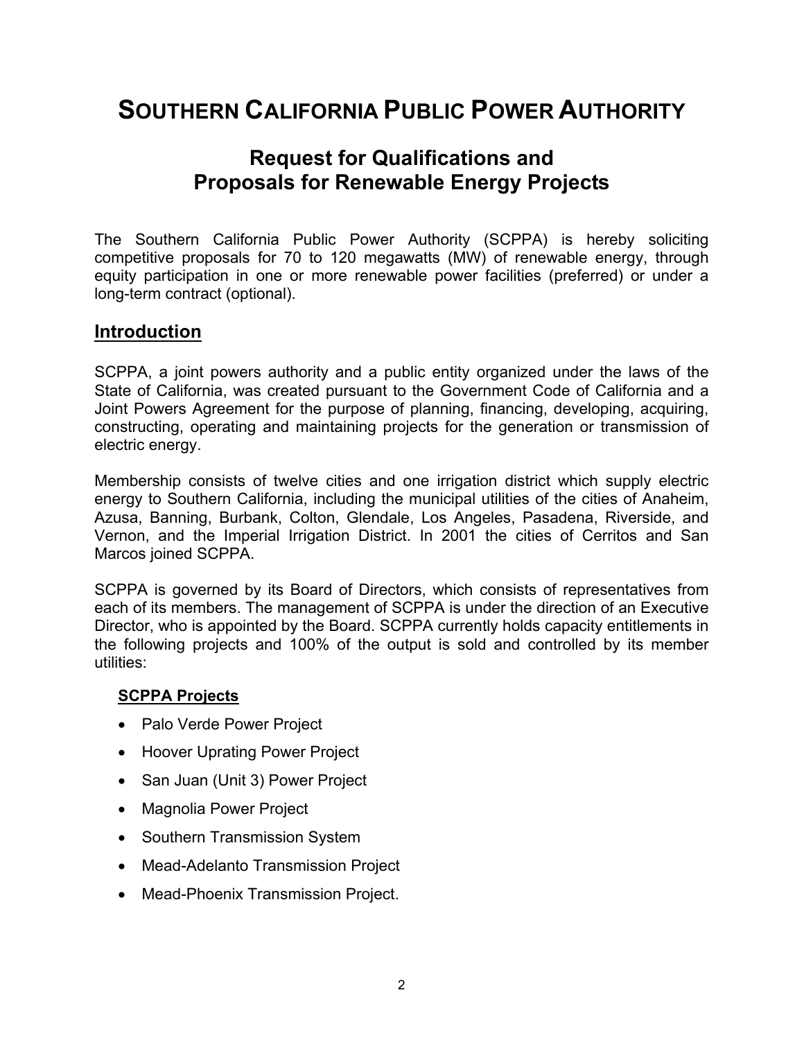# SOUTHERN CALIFORNIA PUBLIC POWER AUTHORITY

## Request for Qualifications and Proposals for Renewable Energy Projects

The Southern California Public Power Authority (SCPPA) is hereby soliciting competitive proposals for 70 to 120 megawatts (MW) of renewable energy, through equity participation in one or more renewable power facilities (preferred) or under a long-term contract (optional).

## Introduction

SCPPA, a joint powers authority and a public entity organized under the laws of the State of California, was created pursuant to the Government Code of California and a Joint Powers Agreement for the purpose of planning, financing, developing, acquiring, constructing, operating and maintaining projects for the generation or transmission of electric energy.

Membership consists of twelve cities and one irrigation district which supply electric energy to Southern California, including the municipal utilities of the cities of Anaheim, Azusa, Banning, Burbank, Colton, Glendale, Los Angeles, Pasadena, Riverside, and Vernon, and the Imperial Irrigation District. In 2001 the cities of Cerritos and San Marcos joined SCPPA.

SCPPA is governed by its Board of Directors, which consists of representatives from each of its members. The management of SCPPA is under the direction of an Executive Director, who is appointed by the Board. SCPPA currently holds capacity entitlements in the following projects and 100% of the output is sold and controlled by its member utilities:

### SCPPA Projects

- Palo Verde Power Project
- Hoover Uprating Power Project
- San Juan (Unit 3) Power Project
- Magnolia Power Project
- Southern Transmission System
- Mead-Adelanto Transmission Project
- Mead-Phoenix Transmission Project.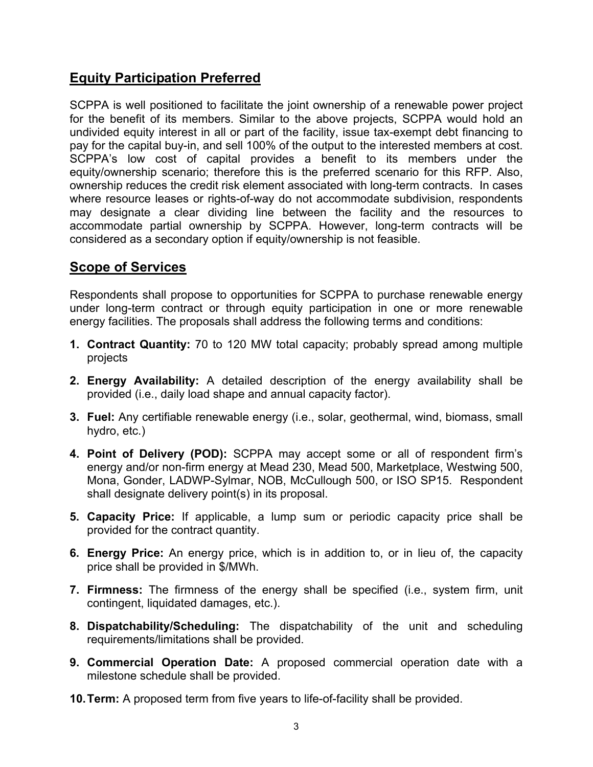## Equity Participation Preferred

SCPPA is well positioned to facilitate the joint ownership of a renewable power project for the benefit of its members. Similar to the above projects, SCPPA would hold an undivided equity interest in all or part of the facility, issue tax-exempt debt financing to pay for the capital buy-in, and sell 100% of the output to the interested members at cost. SCPPA's low cost of capital provides a benefit to its members under the equity/ownership scenario; therefore this is the preferred scenario for this RFP. Also, ownership reduces the credit risk element associated with long-term contracts. In cases where resource leases or rights-of-way do not accommodate subdivision, respondents may designate a clear dividing line between the facility and the resources to accommodate partial ownership by SCPPA. However, long-term contracts will be considered as a secondary option if equity/ownership is not feasible.

## Scope of Services

Respondents shall propose to opportunities for SCPPA to purchase renewable energy under long-term contract or through equity participation in one or more renewable energy facilities. The proposals shall address the following terms and conditions:

1. **Contract Quantity:** 70 to 120 MW total capacity; probably spread among multiple projects
2. **Energy Availability:** A detailed description of the energy availability shall be provided (i.e., daily load shape and annual capacity factor).
3. **Fuel:** Any certifiable renewable energy (i.e., solar, geothermal, wind, biomass, small hydro, etc.)
4. **Point of Delivery (POD):** SCPPA may accept some or all of respondent firm's energy and/or non-firm energy at Mead 230, Mead 500, Marketplace, Westwing 500, Mona, Gonder, LADWP-Sylmar, NOB, McCullough 500, or ISO SP15. Respondent shall designate delivery point(s) in its proposal.
5. **Capacity Price:** If applicable, a lump sum or periodic capacity price shall be provided for the contract quantity.
6. **Energy Price:** An energy price, which is in addition to, or in lieu of, the capacity price shall be provided in $/MWh.
7. **Firmness:** The firmness of the energy shall be specified (i.e., system firm, unit contingent, liquidated damages, etc.).
8. **Dispatchability/Scheduling:** The dispatchability of the unit and scheduling requirements/limitations shall be provided.
9. **Commercial Operation Date:** A proposed commercial operation date with a milestone schedule shall be provided.
10. **Term:** A proposed term from five years to life-of-facility shall be provided.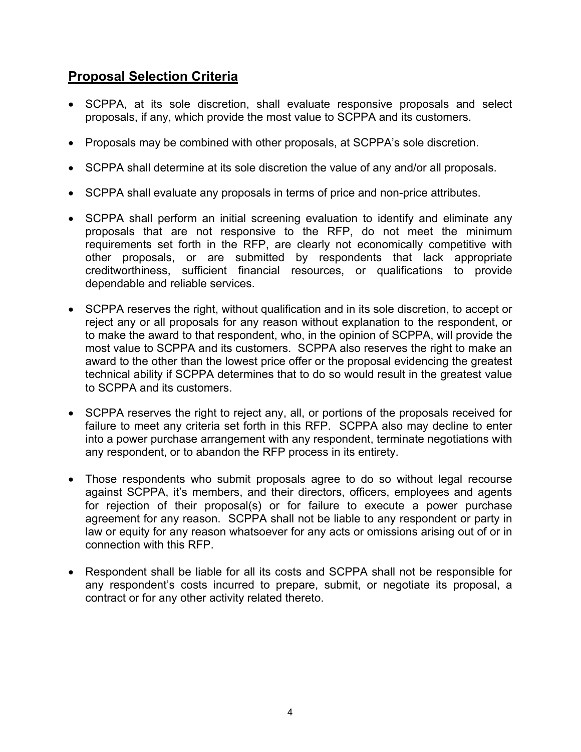## Proposal Selection Criteria

- SCPPA, at its sole discretion, shall evaluate responsive proposals and select proposals, if any, which provide the most value to SCPPA and its customers.
- Proposals may be combined with other proposals, at SCPPA's sole discretion.
- SCPPA shall determine at its sole discretion the value of any and/or all proposals.
- SCPPA shall evaluate any proposals in terms of price and non-price attributes.
- SCPPA shall perform an initial screening evaluation to identify and eliminate any proposals that are not responsive to the RFP, do not meet the minimum requirements set forth in the RFP, are clearly not economically competitive with other proposals, or are submitted by respondents that lack appropriate creditworthiness, sufficient financial resources, or qualifications to provide dependable and reliable services.
- SCPPA reserves the right, without qualification and in its sole discretion, to accept or reject any or all proposals for any reason without explanation to the respondent, or to make the award to that respondent, who, in the opinion of SCPPA, will provide the most value to SCPPA and its customers. SCPPA also reserves the right to make an award to the other than the lowest price offer or the proposal evidencing the greatest technical ability if SCPPA determines that to do so would result in the greatest value to SCPPA and its customers.
- SCPPA reserves the right to reject any, all, or portions of the proposals received for failure to meet any criteria set forth in this RFP. SCPPA also may decline to enter into a power purchase arrangement with any respondent, terminate negotiations with any respondent, or to abandon the RFP process in its entirety.
- Those respondents who submit proposals agree to do so without legal recourse against SCPPA, it's members, and their directors, officers, employees and agents for rejection of their proposal(s) or for failure to execute a power purchase agreement for any reason. SCPPA shall not be liable to any respondent or party in law or equity for any reason whatsoever for any acts or omissions arising out of or in connection with this RFP.
- Respondent shall be liable for all its costs and SCPPA shall not be responsible for any respondent's costs incurred to prepare, submit, or negotiate its proposal, a contract or for any other activity related thereto.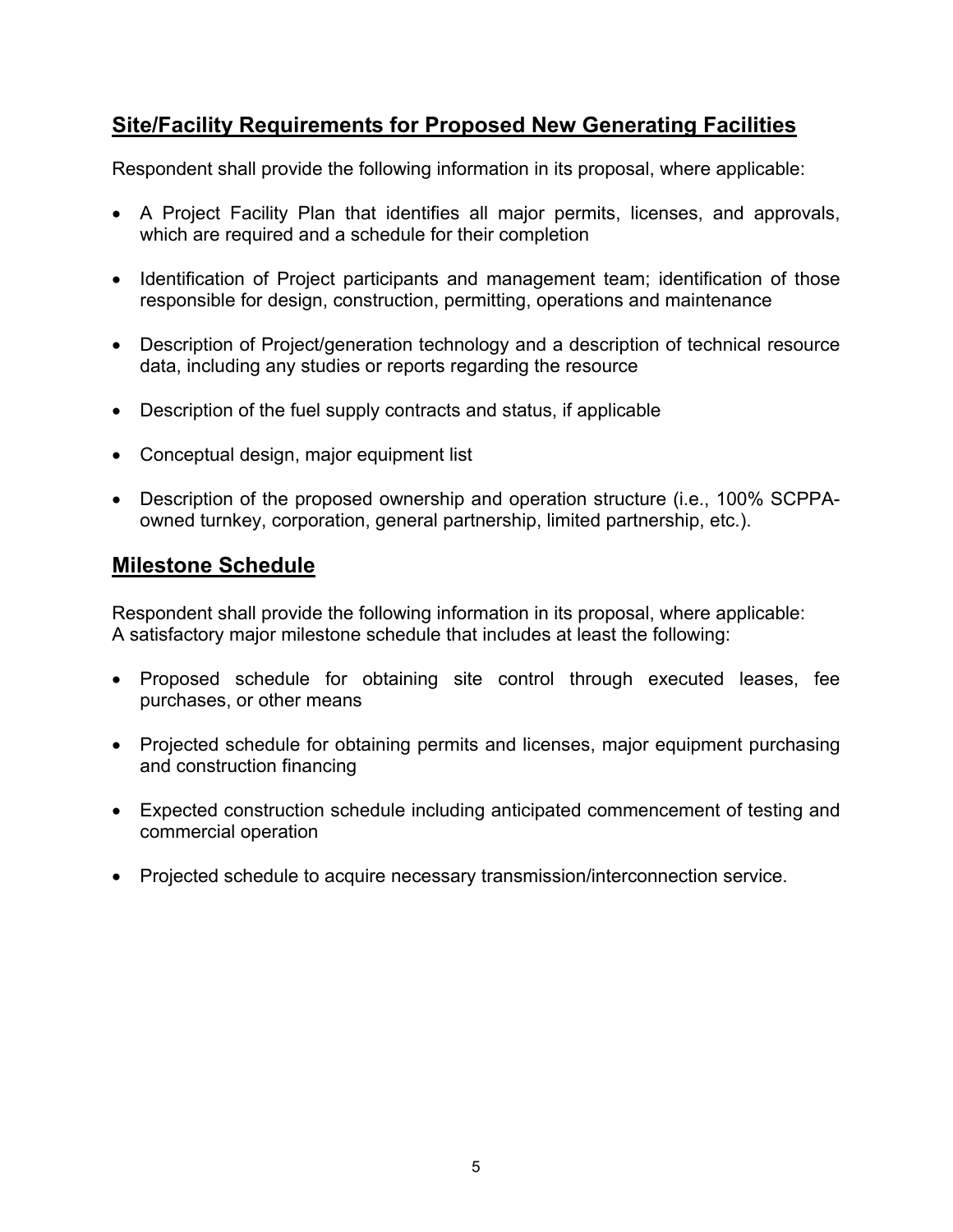## Site/Facility Requirements for Proposed New Generating Facilities

Respondent shall provide the following information in its proposal, where applicable:

- A Project Facility Plan that identifies all major permits, licenses, and approvals, which are required and a schedule for their completion
- Identification of Project participants and management team; identification of those responsible for design, construction, permitting, operations and maintenance
- Description of Project/generation technology and a description of technical resource data, including any studies or reports regarding the resource
- Description of the fuel supply contracts and status, if applicable
- Conceptual design, major equipment list
- Description of the proposed ownership and operation structure (i.e., 100% SCPPA-owned turnkey, corporation, general partnership, limited partnership, etc.).

## Milestone Schedule

Respondent shall provide the following information in its proposal, where applicable:
A satisfactory major milestone schedule that includes at least the following:

- Proposed schedule for obtaining site control through executed leases, fee purchases, or other means
- Projected schedule for obtaining permits and licenses, major equipment purchasing and construction financing
- Expected construction schedule including anticipated commencement of testing and commercial operation
- Projected schedule to acquire necessary transmission/interconnection service.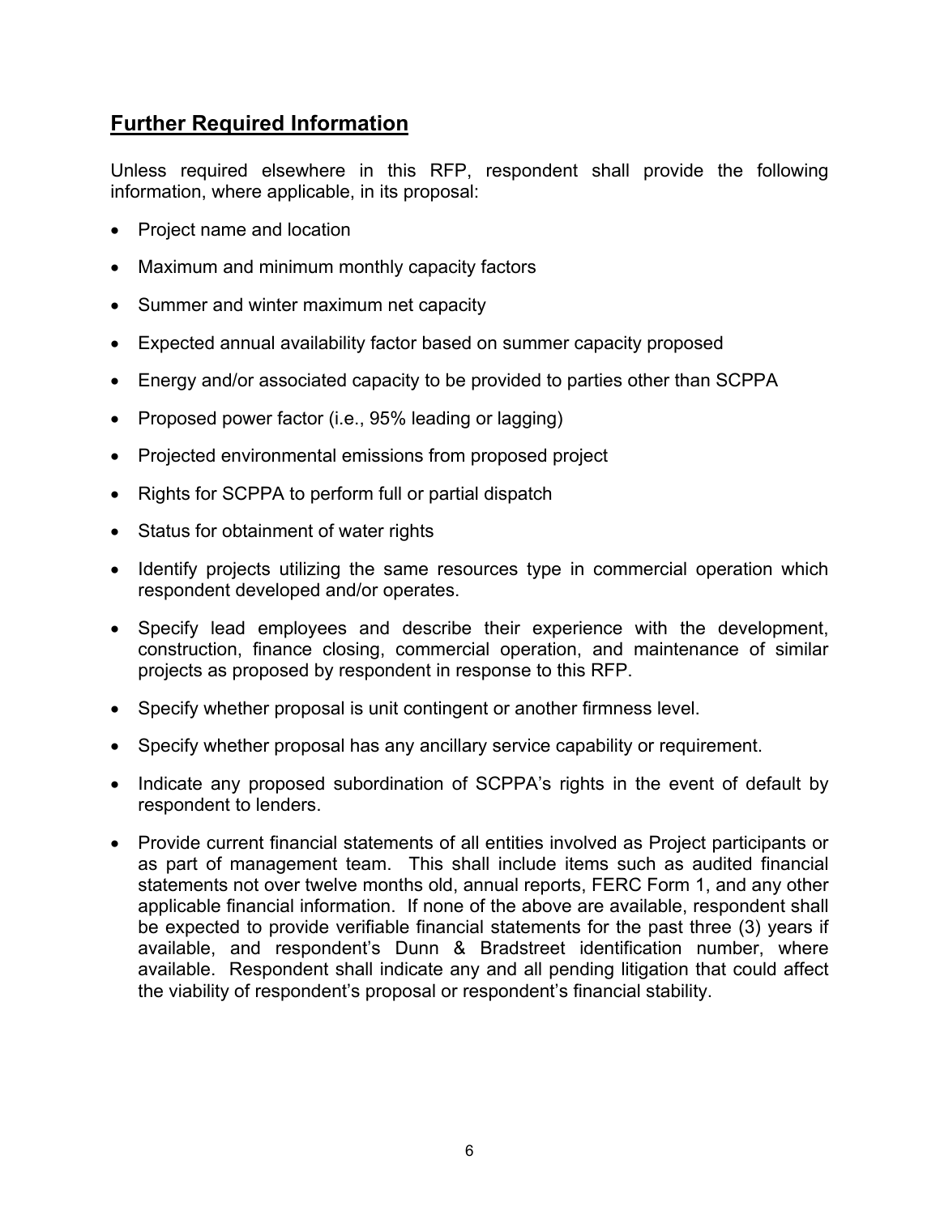## Further Required Information

Unless required elsewhere in this RFP, respondent shall provide the following information, where applicable, in its proposal:

- Project name and location
- Maximum and minimum monthly capacity factors
- Summer and winter maximum net capacity
- Expected annual availability factor based on summer capacity proposed
- Energy and/or associated capacity to be provided to parties other than SCPPA
- Proposed power factor (i.e., 95% leading or lagging)
- Projected environmental emissions from proposed project
- Rights for SCPPA to perform full or partial dispatch
- Status for obtainment of water rights
- Identify projects utilizing the same resources type in commercial operation which respondent developed and/or operates.
- Specify lead employees and describe their experience with the development, construction, finance closing, commercial operation, and maintenance of similar projects as proposed by respondent in response to this RFP.
- Specify whether proposal is unit contingent or another firmness level.
- Specify whether proposal has any ancillary service capability or requirement.
- Indicate any proposed subordination of SCPPA's rights in the event of default by respondent to lenders.
- Provide current financial statements of all entities involved as Project participants or as part of management team. This shall include items such as audited financial statements not over twelve months old, annual reports, FERC Form 1, and any other applicable financial information. If none of the above are available, respondent shall be expected to provide verifiable financial statements for the past three (3) years if available, and respondent's Dunn & Bradstreet identification number, where available. Respondent shall indicate any and all pending litigation that could affect the viability of respondent's proposal or respondent's financial stability.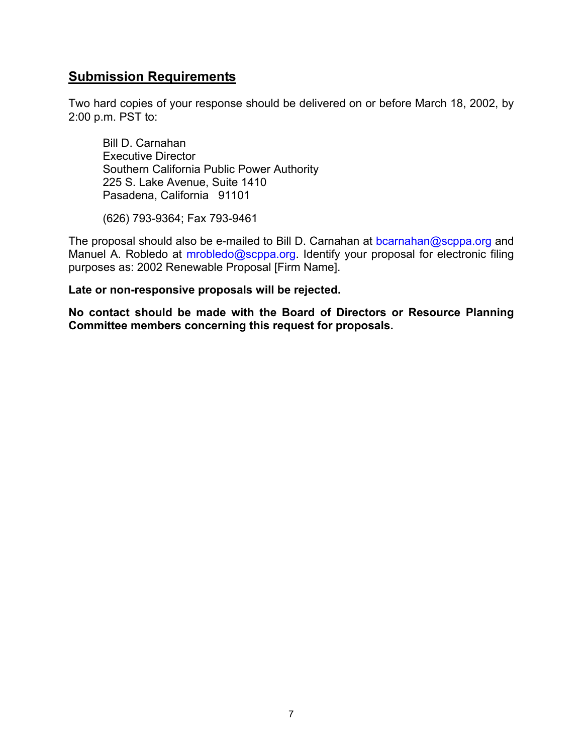## Submission Requirements

Two hard copies of your response should be delivered on or before March 18, 2002, by 2:00 p.m. PST to:

Bill D. Carnahan
Executive Director
Southern California Public Power Authority
225 S. Lake Avenue, Suite 1410
Pasadena, California 91101

(626) 793-9364; Fax 793-9461

The proposal should also be e-mailed to Bill D. Carnahan at bcarnahan@scppa.org and Manuel A. Robledo at mrobledo@scppa.org. Identify your proposal for electronic filing purposes as: 2002 Renewable Proposal [Firm Name].

**Late or non-responsive proposals will be rejected.**

**No contact should be made with the Board of Directors or Resource Planning Committee members concerning this request for proposals.**